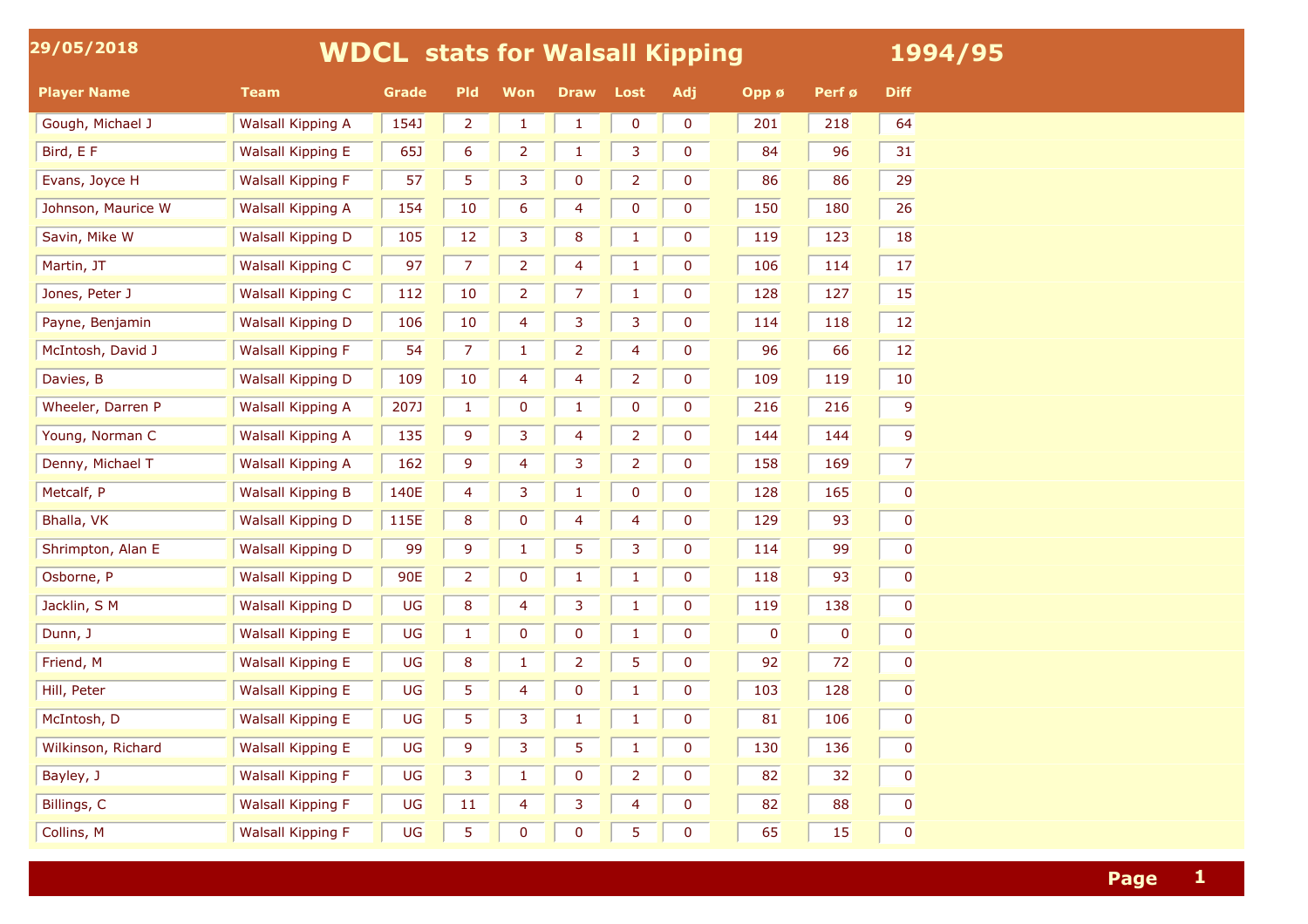29/05/2018

# WDCL stats for Walsall Kipping 1994/95

| Player Name | Team | Grade | Pld | Won | Draw | Lost | Adj | Opp ø | Perf ø | Diff |
|---|---|---|---|---|---|---|---|---|---|---|
| Gough, Michael J | Walsall Kipping A | 154J | 2 | 1 | 1 | 0 | 0 | 201 | 218 | 64 |
| Bird, E F | Walsall Kipping E | 65J | 6 | 2 | 1 | 3 | 0 | 84 | 96 | 31 |
| Evans, Joyce H | Walsall Kipping F | 57 | 5 | 3 | 0 | 2 | 0 | 86 | 86 | 29 |
| Johnson, Maurice W | Walsall Kipping A | 154 | 10 | 6 | 4 | 0 | 0 | 150 | 180 | 26 |
| Savin, Mike W | Walsall Kipping D | 105 | 12 | 3 | 8 | 1 | 0 | 119 | 123 | 18 |
| Martin, JT | Walsall Kipping C | 97 | 7 | 2 | 4 | 1 | 0 | 106 | 114 | 17 |
| Jones, Peter J | Walsall Kipping C | 112 | 10 | 2 | 7 | 1 | 0 | 128 | 127 | 15 |
| Payne, Benjamin | Walsall Kipping D | 106 | 10 | 4 | 3 | 3 | 0 | 114 | 118 | 12 |
| McIntosh, David J | Walsall Kipping F | 54 | 7 | 1 | 2 | 4 | 0 | 96 | 66 | 12 |
| Davies, B | Walsall Kipping D | 109 | 10 | 4 | 4 | 2 | 0 | 109 | 119 | 10 |
| Wheeler, Darren P | Walsall Kipping A | 207J | 1 | 0 | 1 | 0 | 0 | 216 | 216 | 9 |
| Young, Norman C | Walsall Kipping A | 135 | 9 | 3 | 4 | 2 | 0 | 144 | 144 | 9 |
| Denny, Michael T | Walsall Kipping A | 162 | 9 | 4 | 3 | 2 | 0 | 158 | 169 | 7 |
| Metcalf, P | Walsall Kipping B | 140E | 4 | 3 | 1 | 0 | 0 | 128 | 165 | 0 |
| Bhalla, VK | Walsall Kipping D | 115E | 8 | 0 | 4 | 4 | 0 | 129 | 93 | 0 |
| Shrimpton, Alan E | Walsall Kipping D | 99 | 9 | 1 | 5 | 3 | 0 | 114 | 99 | 0 |
| Osborne, P | Walsall Kipping D | 90E | 2 | 0 | 1 | 1 | 0 | 118 | 93 | 0 |
| Jacklin, S M | Walsall Kipping D | UG | 8 | 4 | 3 | 1 | 0 | 119 | 138 | 0 |
| Dunn, J | Walsall Kipping E | UG | 1 | 0 | 0 | 1 | 0 | 0 | 0 | 0 |
| Friend, M | Walsall Kipping E | UG | 8 | 1 | 2 | 5 | 0 | 92 | 72 | 0 |
| Hill, Peter | Walsall Kipping E | UG | 5 | 4 | 0 | 1 | 0 | 103 | 128 | 0 |
| McIntosh, D | Walsall Kipping E | UG | 5 | 3 | 1 | 1 | 0 | 81 | 106 | 0 |
| Wilkinson, Richard | Walsall Kipping E | UG | 9 | 3 | 5 | 1 | 0 | 130 | 136 | 0 |
| Bayley, J | Walsall Kipping F | UG | 3 | 1 | 0 | 2 | 0 | 82 | 32 | 0 |
| Billings, C | Walsall Kipping F | UG | 11 | 4 | 3 | 4 | 0 | 82 | 88 | 0 |
| Collins, M | Walsall Kipping F | UG | 5 | 0 | 0 | 5 | 0 | 65 | 15 | 0 |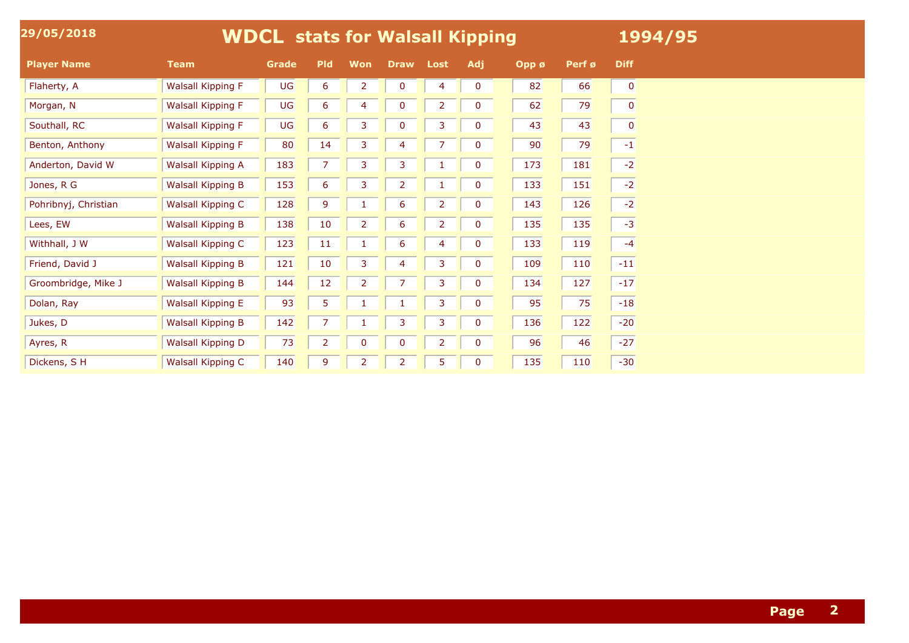29/05/2018

# WDCL stats for Walsall Kipping 1994/95

| Player Name | Team | Grade | Pld | Won | Draw | Lost | Adj | Opp ø | Perf ø | Diff |
|---|---|---|---|---|---|---|---|---|---|---|
| Flaherty, A | Walsall Kipping F | UG | 6 | 2 | 0 | 4 | 0 | 82 | 66 | 0 |
| Morgan, N | Walsall Kipping F | UG | 6 | 4 | 0 | 2 | 0 | 62 | 79 | 0 |
| Southall, RC | Walsall Kipping F | UG | 6 | 3 | 0 | 3 | 0 | 43 | 43 | 0 |
| Benton, Anthony | Walsall Kipping F | 80 | 14 | 3 | 4 | 7 | 0 | 90 | 79 | -1 |
| Anderton, David W | Walsall Kipping A | 183 | 7 | 3 | 3 | 1 | 0 | 173 | 181 | -2 |
| Jones, R G | Walsall Kipping B | 153 | 6 | 3 | 2 | 1 | 0 | 133 | 151 | -2 |
| Pohribnyj, Christian | Walsall Kipping C | 128 | 9 | 1 | 6 | 2 | 0 | 143 | 126 | -2 |
| Lees, EW | Walsall Kipping B | 138 | 10 | 2 | 6 | 2 | 0 | 135 | 135 | -3 |
| Withhall, J W | Walsall Kipping C | 123 | 11 | 1 | 6 | 4 | 0 | 133 | 119 | -4 |
| Friend, David J | Walsall Kipping B | 121 | 10 | 3 | 4 | 3 | 0 | 109 | 110 | -11 |
| Groombridge, Mike J | Walsall Kipping B | 144 | 12 | 2 | 7 | 3 | 0 | 134 | 127 | -17 |
| Dolan, Ray | Walsall Kipping E | 93 | 5 | 1 | 1 | 3 | 0 | 95 | 75 | -18 |
| Jukes, D | Walsall Kipping B | 142 | 7 | 1 | 3 | 3 | 0 | 136 | 122 | -20 |
| Ayres, R | Walsall Kipping D | 73 | 2 | 0 | 0 | 2 | 0 | 96 | 46 | -27 |
| Dickens, S H | Walsall Kipping C | 140 | 9 | 2 | 2 | 5 | 0 | 135 | 110 | -30 |